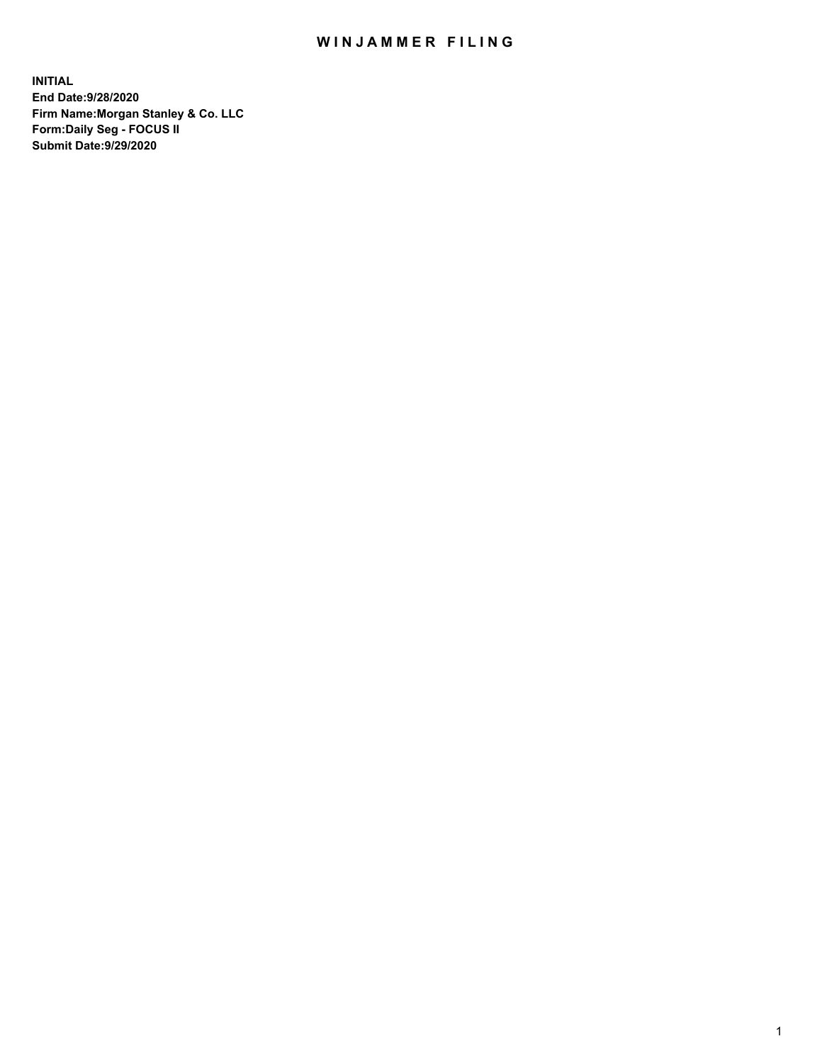# WINJAMMER FILING

**INITIAL**
**End Date:9/28/2020**
**Firm Name:Morgan Stanley & Co. LLC**
**Form:Daily Seg - FOCUS II**
**Submit Date:9/29/2020**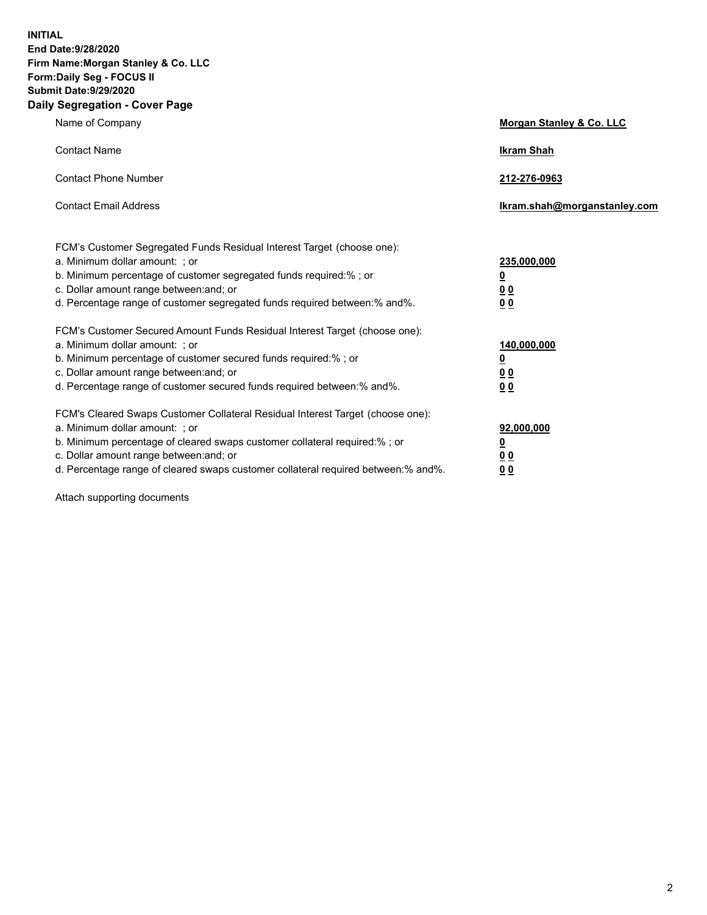**INITIAL**
**End Date:9/28/2020**
**Firm Name:Morgan Stanley & Co. LLC**
**Form:Daily Seg - FOCUS II**
**Submit Date:9/29/2020**

## Daily Segregation - Cover Page

| | |
|---|---|
| Name of Company | **Morgan Stanley & Co. LLC** |
| Contact Name | **Ikram Shah** |
| Contact Phone Number | **212-276-0963** |
| Contact Email Address | **Ikram.shah@morganstanley.com** |

| | |
|---|---|
| FCM's Customer Segregated Funds Residual Interest Target (choose one): | |
| a. Minimum dollar amount: ; or | **235,000,000** |
| b. Minimum percentage of customer segregated funds required:% ; or | **0** |
| c. Dollar amount range between:and; or | **0 0** |
| d. Percentage range of customer segregated funds required between:% and%. | **0 0** |
| FCM's Customer Secured Amount Funds Residual Interest Target (choose one): | |
| a. Minimum dollar amount: ; or | **140,000,000** |
| b. Minimum percentage of customer secured funds required:% ; or | **0** |
| c. Dollar amount range between:and; or | **0 0** |
| d. Percentage range of customer secured funds required between:% and%. | **0 0** |
| FCM's Cleared Swaps Customer Collateral Residual Interest Target (choose one): | |
| a. Minimum dollar amount: ; or | **92,000,000** |
| b. Minimum percentage of cleared swaps customer collateral required:% ; or | **0** |
| c. Dollar amount range between:and; or | **0 0** |
| d. Percentage range of cleared swaps customer collateral required between:% and%. | **0 0** |

Attach supporting documents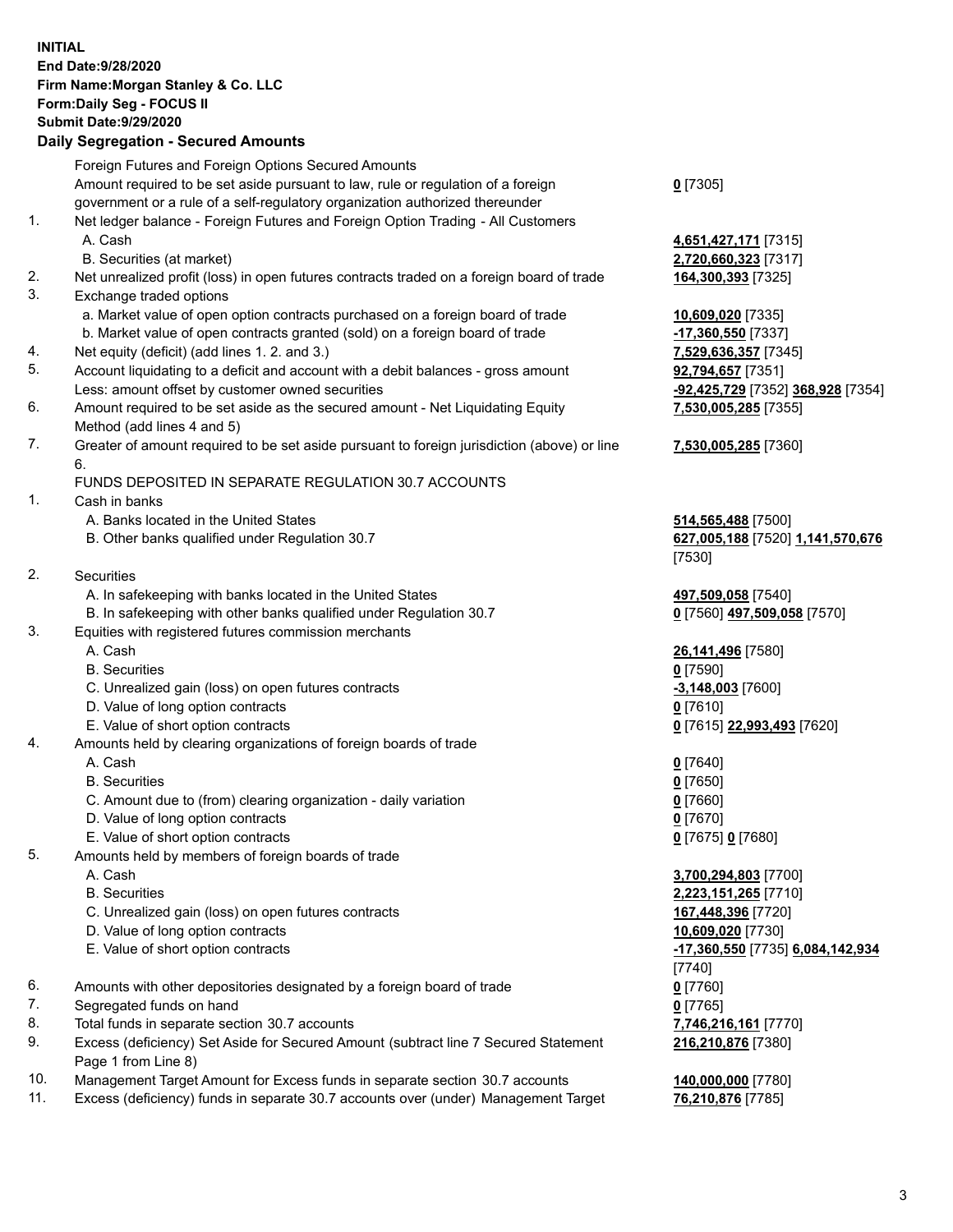**INITIAL**
**End Date:9/28/2020**
**Firm Name:Morgan Stanley & Co. LLC**
**Form:Daily Seg - FOCUS II**
**Submit Date:9/29/2020**

**Daily Segregation - Secured Amounts**

| | | |
|---|---|---|
| | Foreign Futures and Foreign Options Secured Amounts | |
| | Amount required to be set aside pursuant to law, rule or regulation of a foreign government or a rule of a self-regulatory organization authorized thereunder | **0** [7305] |
| 1. | Net ledger balance - Foreign Futures and Foreign Option Trading - All Customers | |
| | A. Cash | **4,651,427,171** [7315] |
| | B. Securities (at market) | **2,720,660,323** [7317] |
| 2. | Net unrealized profit (loss) in open futures contracts traded on a foreign board of trade | **164,300,393** [7325] |
| 3. | Exchange traded options | |
| | a. Market value of open option contracts purchased on a foreign board of trade | **10,609,020** [7335] |
| | b. Market value of open contracts granted (sold) on a foreign board of trade | **-17,360,550** [7337] |
| 4. | Net equity (deficit) (add lines 1. 2. and 3.) | **7,529,636,357** [7345] |
| 5. | Account liquidating to a deficit and account with a debit balances - gross amount | **92,794,657** [7351] |
| | Less: amount offset by customer owned securities | **-92,425,729** [7352] **368,928** [7354] |
| 6. | Amount required to be set aside as the secured amount - Net Liquidating Equity Method (add lines 4 and 5) | **7,530,005,285** [7355] |
| 7. | Greater of amount required to be set aside pursuant to foreign jurisdiction (above) or line 6. | **7,530,005,285** [7360] |
| | FUNDS DEPOSITED IN SEPARATE REGULATION 30.7 ACCOUNTS | |
| 1. | Cash in banks | |
| | A. Banks located in the United States | **514,565,488** [7500] |
| | B. Other banks qualified under Regulation 30.7 | **627,005,188** [7520] **1,141,570,676** [7530] |
| 2. | Securities | |
| | A. In safekeeping with banks located in the United States | **497,509,058** [7540] |
| | B. In safekeeping with other banks qualified under Regulation 30.7 | **0** [7560] **497,509,058** [7570] |
| 3. | Equities with registered futures commission merchants | |
| | A. Cash | **26,141,496** [7580] |
| | B. Securities | **0** [7590] |
| | C. Unrealized gain (loss) on open futures contracts | **-3,148,003** [7600] |
| | D. Value of long option contracts | **0** [7610] |
| | E. Value of short option contracts | **0** [7615] **22,993,493** [7620] |
| 4. | Amounts held by clearing organizations of foreign boards of trade | |
| | A. Cash | **0** [7640] |
| | B. Securities | **0** [7650] |
| | C. Amount due to (from) clearing organization - daily variation | **0** [7660] |
| | D. Value of long option contracts | **0** [7670] |
| | E. Value of short option contracts | **0** [7675] **0** [7680] |
| 5. | Amounts held by members of foreign boards of trade | |
| | A. Cash | **3,700,294,803** [7700] |
| | B. Securities | **2,223,151,265** [7710] |
| | C. Unrealized gain (loss) on open futures contracts | **167,448,396** [7720] |
| | D. Value of long option contracts | **10,609,020** [7730] |
| | E. Value of short option contracts | **-17,360,550** [7735] **6,084,142,934** [7740] |
| 6. | Amounts with other depositories designated by a foreign board of trade | **0** [7760] |
| 7. | Segregated funds on hand | **0** [7765] |
| 8. | Total funds in separate section 30.7 accounts | **7,746,216,161** [7770] |
| 9. | Excess (deficiency) Set Aside for Secured Amount (subtract line 7 Secured Statement Page 1 from Line 8) | **216,210,876** [7380] |
| 10. | Management Target Amount for Excess funds in separate section 30.7 accounts | **140,000,000** [7780] |
| 11. | Excess (deficiency) funds in separate 30.7 accounts over (under) Management Target | **76,210,876** [7785] |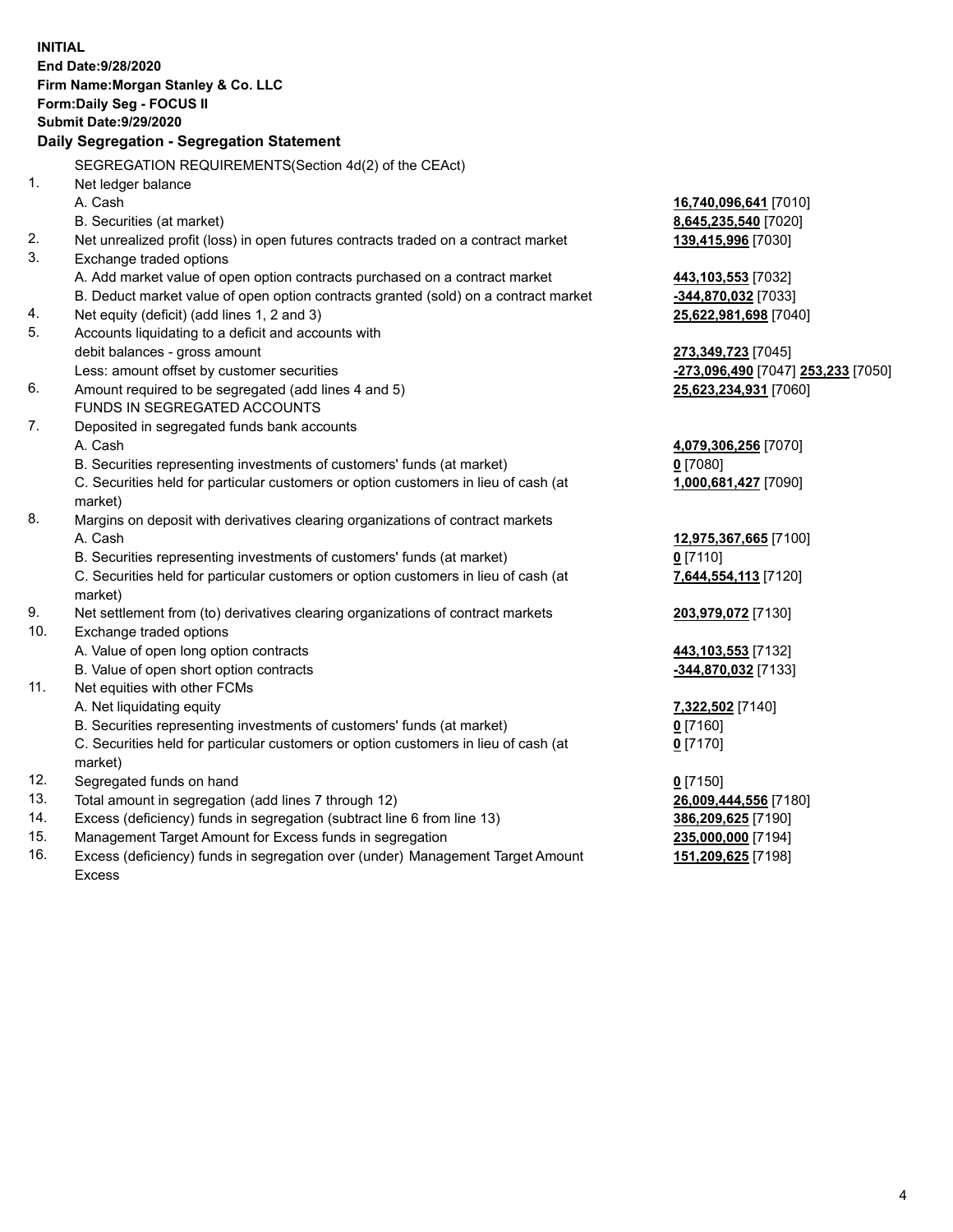**INITIAL**
**End Date:9/28/2020**
**Firm Name:Morgan Stanley & Co. LLC**
**Form:Daily Seg - FOCUS II**
**Submit Date:9/29/2020**

## Daily Segregation - Segregation Statement

SEGREGATION REQUIREMENTS(Section 4d(2) of the CEAct)

| | | |
|---|---|---|
| 1. | Net ledger balance | |
| | A. Cash | **16,740,096,641** [7010] |
| | B. Securities (at market) | **8,645,235,540** [7020] |
| 2. | Net unrealized profit (loss) in open futures contracts traded on a contract market | **139,415,996** [7030] |
| 3. | Exchange traded options | |
| | A. Add market value of open option contracts purchased on a contract market | **443,103,553** [7032] |
| | B. Deduct market value of open option contracts granted (sold) on a contract market | **-344,870,032** [7033] |
| 4. | Net equity (deficit) (add lines 1, 2 and 3) | **25,622,981,698** [7040] |
| 5. | Accounts liquidating to a deficit and accounts with | |
| | debit balances - gross amount | **273,349,723** [7045] |
| | Less: amount offset by customer securities | **-273,096,490** [7047] **253,233** [7050] |
| 6. | Amount required to be segregated (add lines 4 and 5) | **25,623,234,931** [7060] |
| | FUNDS IN SEGREGATED ACCOUNTS | |
| 7. | Deposited in segregated funds bank accounts | |
| | A. Cash | **4,079,306,256** [7070] |
| | B. Securities representing investments of customers' funds (at market) | **0** [7080] |
| | C. Securities held for particular customers or option customers in lieu of cash (at market) | **1,000,681,427** [7090] |
| 8. | Margins on deposit with derivatives clearing organizations of contract markets | |
| | A. Cash | **12,975,367,665** [7100] |
| | B. Securities representing investments of customers' funds (at market) | **0** [7110] |
| | C. Securities held for particular customers or option customers in lieu of cash (at market) | **7,644,554,113** [7120] |
| 9. | Net settlement from (to) derivatives clearing organizations of contract markets | **203,979,072** [7130] |
| 10. | Exchange traded options | |
| | A. Value of open long option contracts | **443,103,553** [7132] |
| | B. Value of open short option contracts | **-344,870,032** [7133] |
| 11. | Net equities with other FCMs | |
| | A. Net liquidating equity | **7,322,502** [7140] |
| | B. Securities representing investments of customers' funds (at market) | **0** [7160] |
| | C. Securities held for particular customers or option customers in lieu of cash (at market) | **0** [7170] |
| 12. | Segregated funds on hand | **0** [7150] |
| 13. | Total amount in segregation (add lines 7 through 12) | **26,009,444,556** [7180] |
| 14. | Excess (deficiency) funds in segregation (subtract line 6 from line 13) | **386,209,625** [7190] |
| 15. | Management Target Amount for Excess funds in segregation | **235,000,000** [7194] |
| 16. | Excess (deficiency) funds in segregation over (under) Management Target Amount Excess | **151,209,625** [7198] |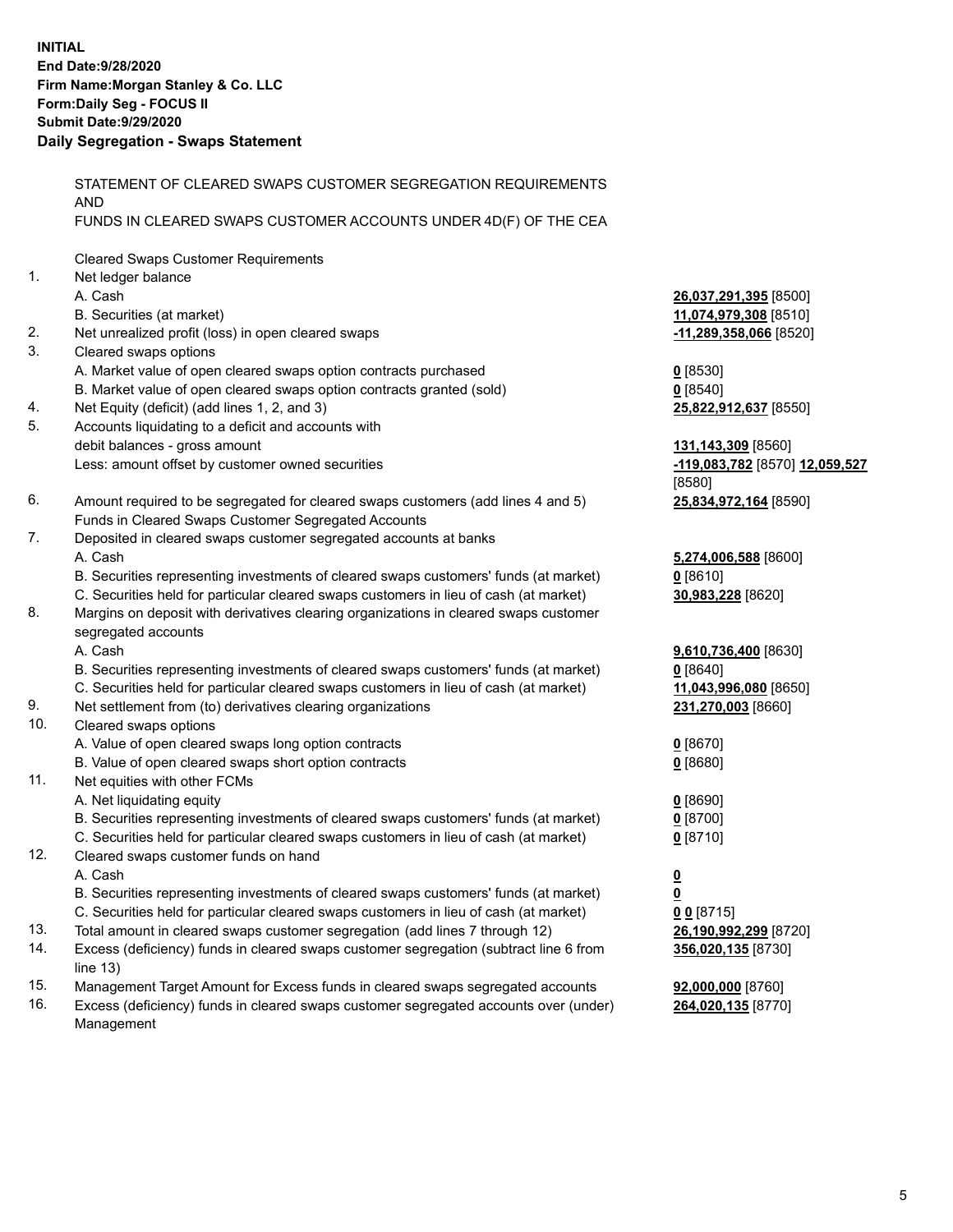**INITIAL**
**End Date:9/28/2020**
**Firm Name:Morgan Stanley & Co. LLC**
**Form:Daily Seg - FOCUS II**
**Submit Date:9/29/2020**
**Daily Segregation - Swaps Statement**

STATEMENT OF CLEARED SWAPS CUSTOMER SEGREGATION REQUIREMENTS AND
FUNDS IN CLEARED SWAPS CUSTOMER ACCOUNTS UNDER 4D(F) OF THE CEA

| | | |
|---|---|---|
| | Cleared Swaps Customer Requirements | |
| 1. | Net ledger balance | |
| | A. Cash | **26,037,291,395** [8500] |
| | B. Securities (at market) | **11,074,979,308** [8510] |
| 2. | Net unrealized profit (loss) in open cleared swaps | **-11,289,358,066** [8520] |
| 3. | Cleared swaps options | |
| | A. Market value of open cleared swaps option contracts purchased | **0** [8530] |
| | B. Market value of open cleared swaps option contracts granted (sold) | **0** [8540] |
| 4. | Net Equity (deficit) (add lines 1, 2, and 3) | **25,822,912,637** [8550] |
| 5. | Accounts liquidating to a deficit and accounts with debit balances - gross amount | **131,143,309** [8560] |
| | Less: amount offset by customer owned securities | **-119,083,782** [8570] **12,059,527** [8580] |
| 6. | Amount required to be segregated for cleared swaps customers (add lines 4 and 5) | **25,834,972,164** [8590] |
| | Funds in Cleared Swaps Customer Segregated Accounts | |
| 7. | Deposited in cleared swaps customer segregated accounts at banks | |
| | A. Cash | **5,274,006,588** [8600] |
| | B. Securities representing investments of cleared swaps customers' funds (at market) | **0** [8610] |
| | C. Securities held for particular cleared swaps customers in lieu of cash (at market) | **30,983,228** [8620] |
| 8. | Margins on deposit with derivatives clearing organizations in cleared swaps customer segregated accounts | |
| | A. Cash | **9,610,736,400** [8630] |
| | B. Securities representing investments of cleared swaps customers' funds (at market) | **0** [8640] |
| | C. Securities held for particular cleared swaps customers in lieu of cash (at market) | **11,043,996,080** [8650] |
| 9. | Net settlement from (to) derivatives clearing organizations | **231,270,003** [8660] |
| 10. | Cleared swaps options | |
| | A. Value of open cleared swaps long option contracts | **0** [8670] |
| | B. Value of open cleared swaps short option contracts | **0** [8680] |
| 11. | Net equities with other FCMs | |
| | A. Net liquidating equity | **0** [8690] |
| | B. Securities representing investments of cleared swaps customers' funds (at market) | **0** [8700] |
| | C. Securities held for particular cleared swaps customers in lieu of cash (at market) | **0** [8710] |
| 12. | Cleared swaps customer funds on hand | |
| | A. Cash | **0** |
| | B. Securities representing investments of cleared swaps customers' funds (at market) | **0** |
| | C. Securities held for particular cleared swaps customers in lieu of cash (at market) | **0** **0** [8715] |
| 13. | Total amount in cleared swaps customer segregation (add lines 7 through 12) | **26,190,992,299** [8720] |
| 14. | Excess (deficiency) funds in cleared swaps customer segregation (subtract line 6 from line 13) | **356,020,135** [8730] |
| 15. | Management Target Amount for Excess funds in cleared swaps segregated accounts | **92,000,000** [8760] |
| 16. | Excess (deficiency) funds in cleared swaps customer segregated accounts over (under) Management | **264,020,135** [8770] |